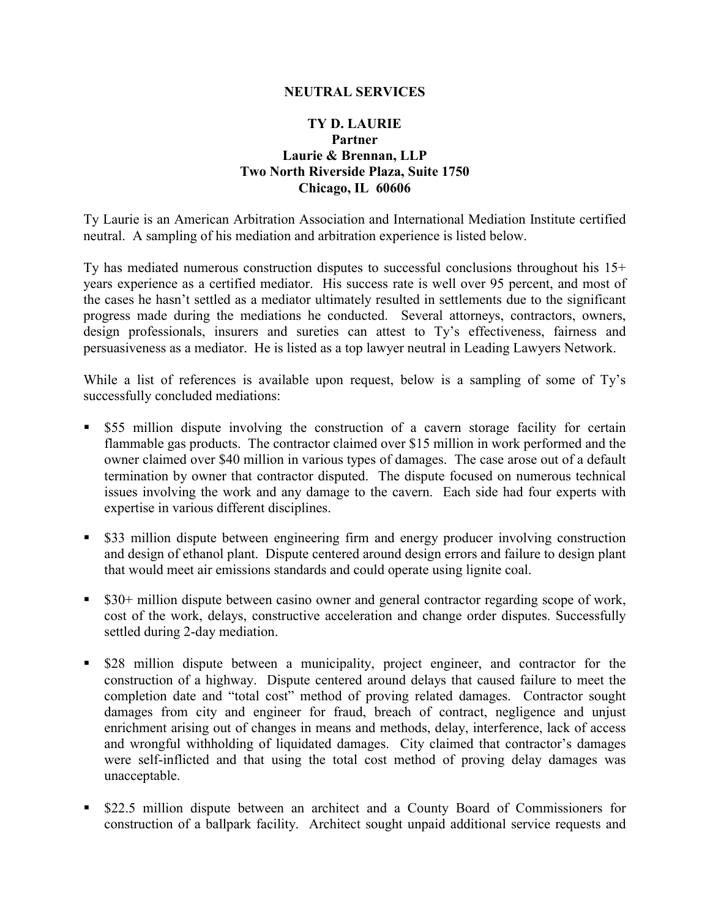# NEUTRAL SERVICES

**TY D. LAURIE**
**Partner**
**Laurie & Brennan, LLP**
**Two North Riverside Plaza, Suite 1750**
**Chicago, IL 60606**

Ty Laurie is an American Arbitration Association and International Mediation Institute certified neutral. A sampling of his mediation and arbitration experience is listed below.

Ty has mediated numerous construction disputes to successful conclusions throughout his 15+ years experience as a certified mediator. His success rate is well over 95 percent, and most of the cases he hasn't settled as a mediator ultimately resulted in settlements due to the significant progress made during the mediations he conducted. Several attorneys, contractors, owners, design professionals, insurers and sureties can attest to Ty's effectiveness, fairness and persuasiveness as a mediator. He is listed as a top lawyer neutral in Leading Lawyers Network.

While a list of references is available upon request, below is a sampling of some of Ty's successfully concluded mediations:

- $55 million dispute involving the construction of a cavern storage facility for certain flammable gas products. The contractor claimed over $15 million in work performed and the owner claimed over $40 million in various types of damages. The case arose out of a default termination by owner that contractor disputed. The dispute focused on numerous technical issues involving the work and any damage to the cavern. Each side had four experts with expertise in various different disciplines.

- $33 million dispute between engineering firm and energy producer involving construction and design of ethanol plant. Dispute centered around design errors and failure to design plant that would meet air emissions standards and could operate using lignite coal.

- $30+ million dispute between casino owner and general contractor regarding scope of work, cost of the work, delays, constructive acceleration and change order disputes. Successfully settled during 2-day mediation.

- $28 million dispute between a municipality, project engineer, and contractor for the construction of a highway. Dispute centered around delays that caused failure to meet the completion date and "total cost" method of proving related damages. Contractor sought damages from city and engineer for fraud, breach of contract, negligence and unjust enrichment arising out of changes in means and methods, delay, interference, lack of access and wrongful withholding of liquidated damages. City claimed that contractor's damages were self-inflicted and that using the total cost method of proving delay damages was unacceptable.

- $22.5 million dispute between an architect and a County Board of Commissioners for construction of a ballpark facility. Architect sought unpaid additional service requests and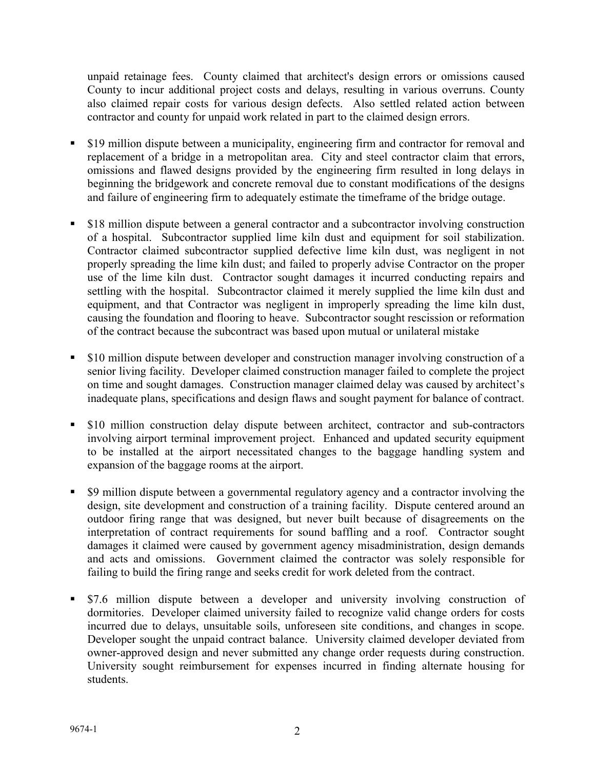unpaid retainage fees. County claimed that architect's design errors or omissions caused County to incur additional project costs and delays, resulting in various overruns. County also claimed repair costs for various design defects. Also settled related action between contractor and county for unpaid work related in part to the claimed design errors.

- $19 million dispute between a municipality, engineering firm and contractor for removal and replacement of a bridge in a metropolitan area. City and steel contractor claim that errors, omissions and flawed designs provided by the engineering firm resulted in long delays in beginning the bridgework and concrete removal due to constant modifications of the designs and failure of engineering firm to adequately estimate the timeframe of the bridge outage.

- $18 million dispute between a general contractor and a subcontractor involving construction of a hospital. Subcontractor supplied lime kiln dust and equipment for soil stabilization. Contractor claimed subcontractor supplied defective lime kiln dust, was negligent in not properly spreading the lime kiln dust; and failed to properly advise Contractor on the proper use of the lime kiln dust. Contractor sought damages it incurred conducting repairs and settling with the hospital. Subcontractor claimed it merely supplied the lime kiln dust and equipment, and that Contractor was negligent in improperly spreading the lime kiln dust, causing the foundation and flooring to heave. Subcontractor sought rescission or reformation of the contract because the subcontract was based upon mutual or unilateral mistake

- $10 million dispute between developer and construction manager involving construction of a senior living facility. Developer claimed construction manager failed to complete the project on time and sought damages. Construction manager claimed delay was caused by architect's inadequate plans, specifications and design flaws and sought payment for balance of contract.

- $10 million construction delay dispute between architect, contractor and sub-contractors involving airport terminal improvement project. Enhanced and updated security equipment to be installed at the airport necessitated changes to the baggage handling system and expansion of the baggage rooms at the airport.

- $9 million dispute between a governmental regulatory agency and a contractor involving the design, site development and construction of a training facility. Dispute centered around an outdoor firing range that was designed, but never built because of disagreements on the interpretation of contract requirements for sound baffling and a roof. Contractor sought damages it claimed were caused by government agency misadministration, design demands and acts and omissions. Government claimed the contractor was solely responsible for failing to build the firing range and seeks credit for work deleted from the contract.

- $7.6 million dispute between a developer and university involving construction of dormitories. Developer claimed university failed to recognize valid change orders for costs incurred due to delays, unsuitable soils, unforeseen site conditions, and changes in scope. Developer sought the unpaid contract balance. University claimed developer deviated from owner-approved design and never submitted any change order requests during construction. University sought reimbursement for expenses incurred in finding alternate housing for students.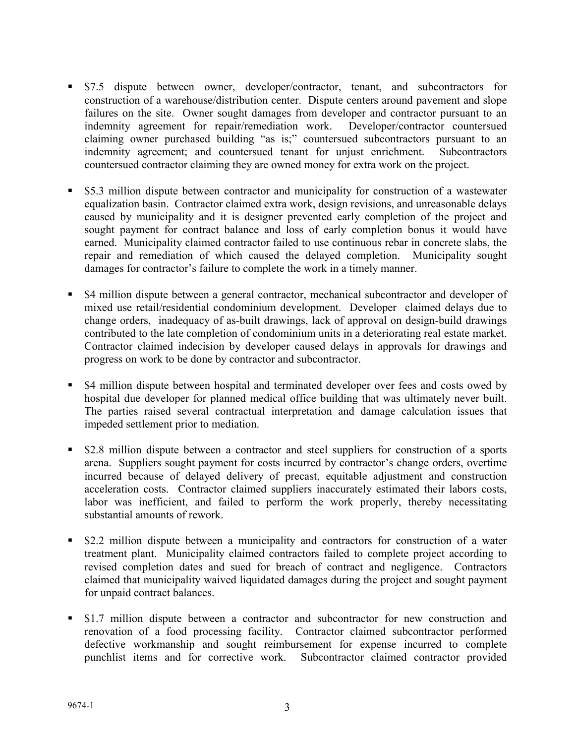- $7.5 dispute between owner, developer/contractor, tenant, and subcontractors for construction of a warehouse/distribution center. Dispute centers around pavement and slope failures on the site. Owner sought damages from developer and contractor pursuant to an indemnity agreement for repair/remediation work. Developer/contractor countersued claiming owner purchased building "as is;" countersued subcontractors pursuant to an indemnity agreement; and countersued tenant for unjust enrichment. Subcontractors countersued contractor claiming they are owned money for extra work on the project.

- $5.3 million dispute between contractor and municipality for construction of a wastewater equalization basin. Contractor claimed extra work, design revisions, and unreasonable delays caused by municipality and it is designer prevented early completion of the project and sought payment for contract balance and loss of early completion bonus it would have earned. Municipality claimed contractor failed to use continuous rebar in concrete slabs, the repair and remediation of which caused the delayed completion. Municipality sought damages for contractor's failure to complete the work in a timely manner.

- $4 million dispute between a general contractor, mechanical subcontractor and developer of mixed use retail/residential condominium development. Developer claimed delays due to change orders, inadequacy of as-built drawings, lack of approval on design-build drawings contributed to the late completion of condominium units in a deteriorating real estate market. Contractor claimed indecision by developer caused delays in approvals for drawings and progress on work to be done by contractor and subcontractor.

- $4 million dispute between hospital and terminated developer over fees and costs owed by hospital due developer for planned medical office building that was ultimately never built. The parties raised several contractual interpretation and damage calculation issues that impeded settlement prior to mediation.

- $2.8 million dispute between a contractor and steel suppliers for construction of a sports arena. Suppliers sought payment for costs incurred by contractor's change orders, overtime incurred because of delayed delivery of precast, equitable adjustment and construction acceleration costs. Contractor claimed suppliers inaccurately estimated their labors costs, labor was inefficient, and failed to perform the work properly, thereby necessitating substantial amounts of rework.

- $2.2 million dispute between a municipality and contractors for construction of a water treatment plant. Municipality claimed contractors failed to complete project according to revised completion dates and sued for breach of contract and negligence. Contractors claimed that municipality waived liquidated damages during the project and sought payment for unpaid contract balances.

- $1.7 million dispute between a contractor and subcontractor for new construction and renovation of a food processing facility. Contractor claimed subcontractor performed defective workmanship and sought reimbursement for expense incurred to complete punchlist items and for corrective work. Subcontractor claimed contractor provided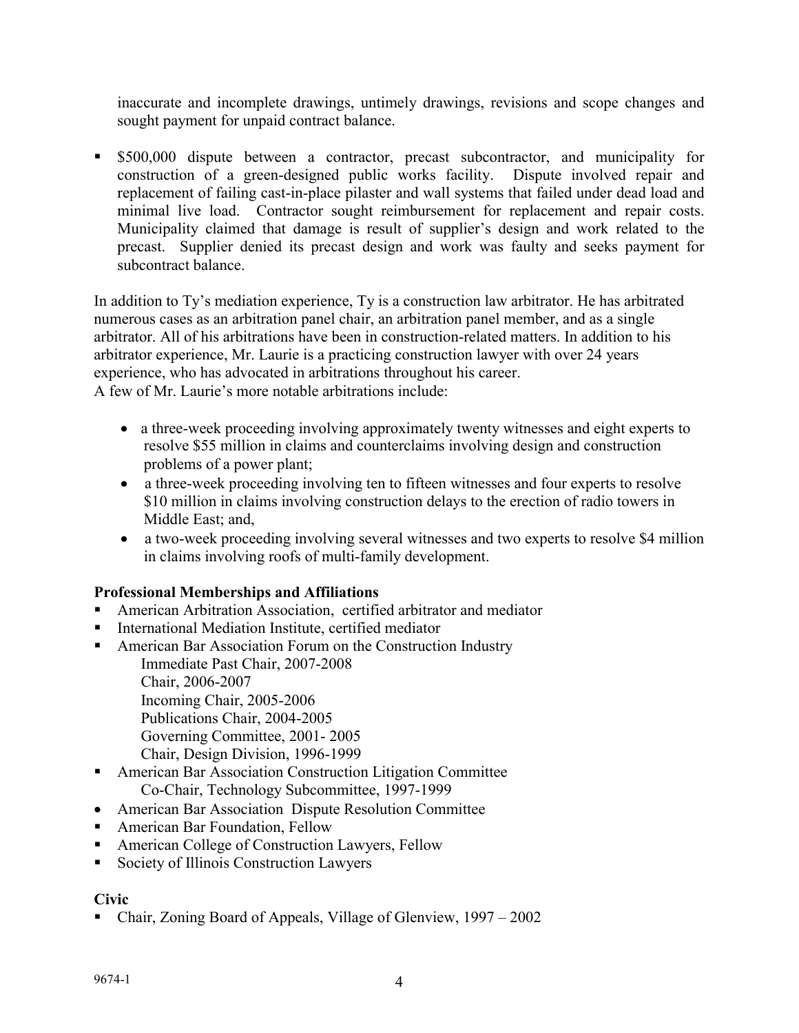inaccurate and incomplete drawings, untimely drawings, revisions and scope changes and sought payment for unpaid contract balance.

- $500,000 dispute between a contractor, precast subcontractor, and municipality for construction of a green-designed public works facility. Dispute involved repair and replacement of failing cast-in-place pilaster and wall systems that failed under dead load and minimal live load. Contractor sought reimbursement for replacement and repair costs. Municipality claimed that damage is result of supplier's design and work related to the precast. Supplier denied its precast design and work was faulty and seeks payment for subcontract balance.

In addition to Ty's mediation experience, Ty is a construction law arbitrator. He has arbitrated numerous cases as an arbitration panel chair, an arbitration panel member, and as a single arbitrator. All of his arbitrations have been in construction-related matters. In addition to his arbitrator experience, Mr. Laurie is a practicing construction lawyer with over 24 years experience, who has advocated in arbitrations throughout his career.
A few of Mr. Laurie's more notable arbitrations include:

- a three-week proceeding involving approximately twenty witnesses and eight experts to resolve $55 million in claims and counterclaims involving design and construction problems of a power plant;
- a three-week proceeding involving ten to fifteen witnesses and four experts to resolve $10 million in claims involving construction delays to the erection of radio towers in Middle East; and,
- a two-week proceeding involving several witnesses and two experts to resolve $4 million in claims involving roofs of multi-family development.

**Professional Memberships and Affiliations**

- American Arbitration Association, certified arbitrator and mediator
- International Mediation Institute, certified mediator
- American Bar Association Forum on the Construction Industry
  - Immediate Past Chair, 2007-2008
  - Chair, 2006-2007
  - Incoming Chair, 2005-2006
  - Publications Chair, 2004-2005
  - Governing Committee, 2001- 2005
  - Chair, Design Division, 1996-1999
- American Bar Association Construction Litigation Committee
  - Co-Chair, Technology Subcommittee, 1997-1999
- American Bar Association Dispute Resolution Committee
- American Bar Foundation, Fellow
- American College of Construction Lawyers, Fellow
- Society of Illinois Construction Lawyers

**Civic**

- Chair, Zoning Board of Appeals, Village of Glenview, 1997 – 2002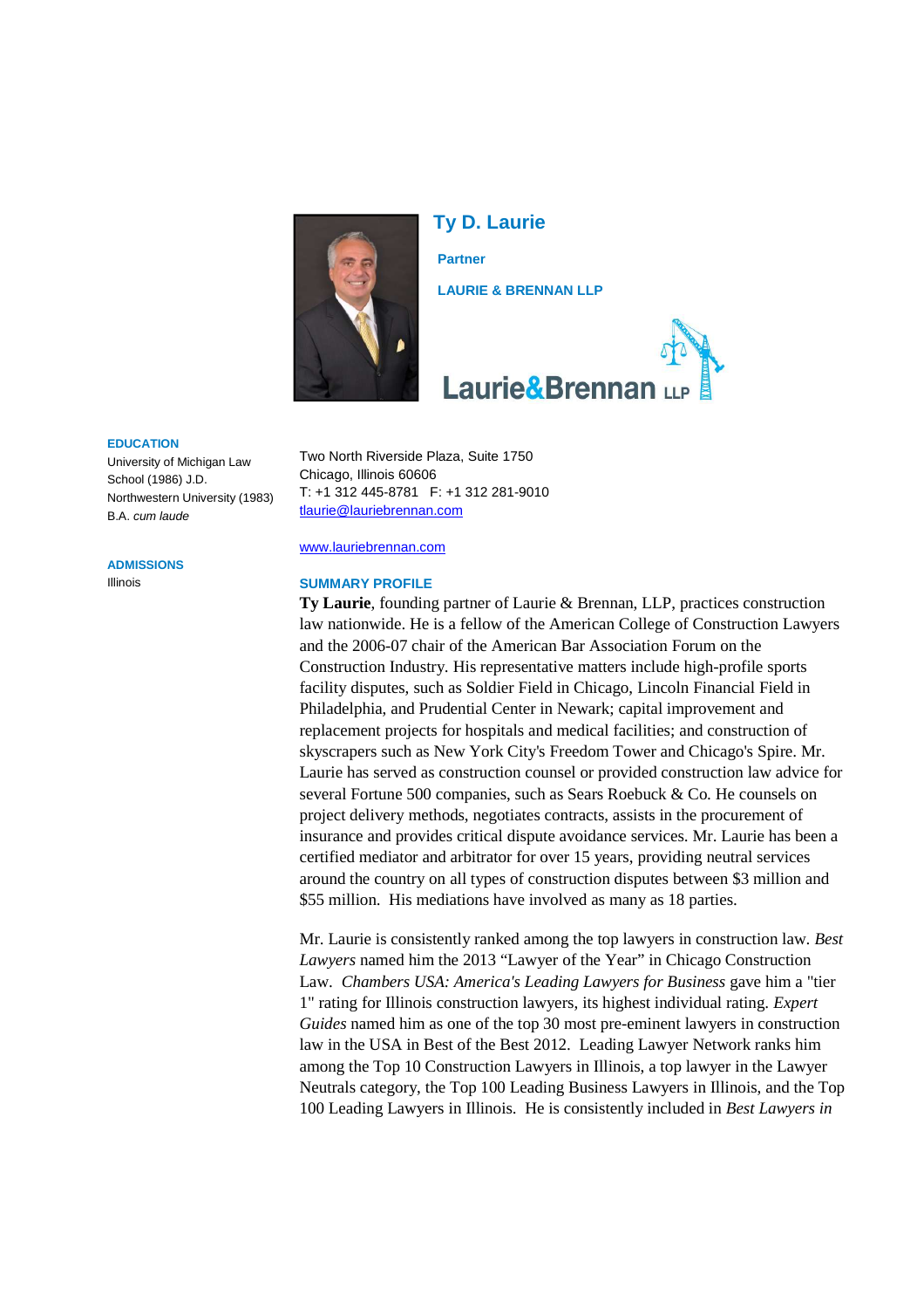# Ty D. Laurie

**Partner**

**LAURIE & BRENNAN LLP**

Laurie&Brennan LLP

### EDUCATION

University of Michigan Law School (1986) J.D.
Northwestern University (1983) B.A. *cum laude*

### ADMISSIONS

Illinois

Two North Riverside Plaza, Suite 1750
Chicago, Illinois 60606
T: +1 312 445-8781 F: +1 312 281-9010
tlaurie@lauriebrennan.com

www.lauriebrennan.com

### SUMMARY PROFILE

**Ty Laurie**, founding partner of Laurie & Brennan, LLP, practices construction law nationwide. He is a fellow of the American College of Construction Lawyers and the 2006-07 chair of the American Bar Association Forum on the Construction Industry. His representative matters include high-profile sports facility disputes, such as Soldier Field in Chicago, Lincoln Financial Field in Philadelphia, and Prudential Center in Newark; capital improvement and replacement projects for hospitals and medical facilities; and construction of skyscrapers such as New York City's Freedom Tower and Chicago's Spire. Mr. Laurie has served as construction counsel or provided construction law advice for several Fortune 500 companies, such as Sears Roebuck & Co. He counsels on project delivery methods, negotiates contracts, assists in the procurement of insurance and provides critical dispute avoidance services. Mr. Laurie has been a certified mediator and arbitrator for over 15 years, providing neutral services around the country on all types of construction disputes between $3 million and $55 million. His mediations have involved as many as 18 parties.

Mr. Laurie is consistently ranked among the top lawyers in construction law. *Best Lawyers* named him the 2013 "Lawyer of the Year" in Chicago Construction Law. *Chambers USA: America's Leading Lawyers for Business* gave him a "tier 1" rating for Illinois construction lawyers, its highest individual rating. *Expert Guides* named him as one of the top 30 most pre-eminent lawyers in construction law in the USA in Best of the Best 2012. Leading Lawyer Network ranks him among the Top 10 Construction Lawyers in Illinois, a top lawyer in the Lawyer Neutrals category, the Top 100 Leading Business Lawyers in Illinois, and the Top 100 Leading Lawyers in Illinois. He is consistently included in *Best Lawyers in*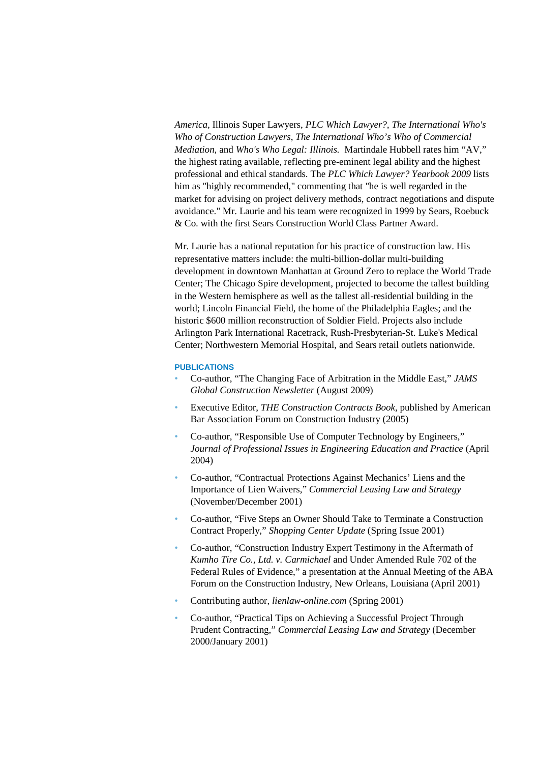*America*, Illinois Super Lawyers, *PLC Which Lawyer?*, *The International Who's Who of Construction Lawyers*, *The International Who's Who of Commercial Mediation*, and *Who's Who Legal: Illinois.* Martindale Hubbell rates him "AV," the highest rating available, reflecting pre-eminent legal ability and the highest professional and ethical standards. The *PLC Which Lawyer? Yearbook 2009* lists him as "highly recommended," commenting that "he is well regarded in the market for advising on project delivery methods, contract negotiations and dispute avoidance." Mr. Laurie and his team were recognized in 1999 by Sears, Roebuck & Co. with the first Sears Construction World Class Partner Award.

Mr. Laurie has a national reputation for his practice of construction law. His representative matters include: the multi-billion-dollar multi-building development in downtown Manhattan at Ground Zero to replace the World Trade Center; The Chicago Spire development, projected to become the tallest building in the Western hemisphere as well as the tallest all-residential building in the world; Lincoln Financial Field, the home of the Philadelphia Eagles; and the historic $600 million reconstruction of Soldier Field. Projects also include Arlington Park International Racetrack, Rush-Presbyterian-St. Luke's Medical Center; Northwestern Memorial Hospital, and Sears retail outlets nationwide.

**PUBLICATIONS**

- Co-author, "The Changing Face of Arbitration in the Middle East," *JAMS Global Construction Newsletter* (August 2009)
- Executive Editor, *THE Construction Contracts Book*, published by American Bar Association Forum on Construction Industry (2005)
- Co-author, "Responsible Use of Computer Technology by Engineers," *Journal of Professional Issues in Engineering Education and Practice* (April 2004)
- Co-author, "Contractual Protections Against Mechanics' Liens and the Importance of Lien Waivers," *Commercial Leasing Law and Strategy* (November/December 2001)
- Co-author, "Five Steps an Owner Should Take to Terminate a Construction Contract Properly," *Shopping Center Update* (Spring Issue 2001)
- Co-author, "Construction Industry Expert Testimony in the Aftermath of *Kumho Tire Co., Ltd. v. Carmichael* and Under Amended Rule 702 of the Federal Rules of Evidence," a presentation at the Annual Meeting of the ABA Forum on the Construction Industry, New Orleans, Louisiana (April 2001)
- Contributing author, *lienlaw-online.com* (Spring 2001)
- Co-author, "Practical Tips on Achieving a Successful Project Through Prudent Contracting," *Commercial Leasing Law and Strategy* (December 2000/January 2001)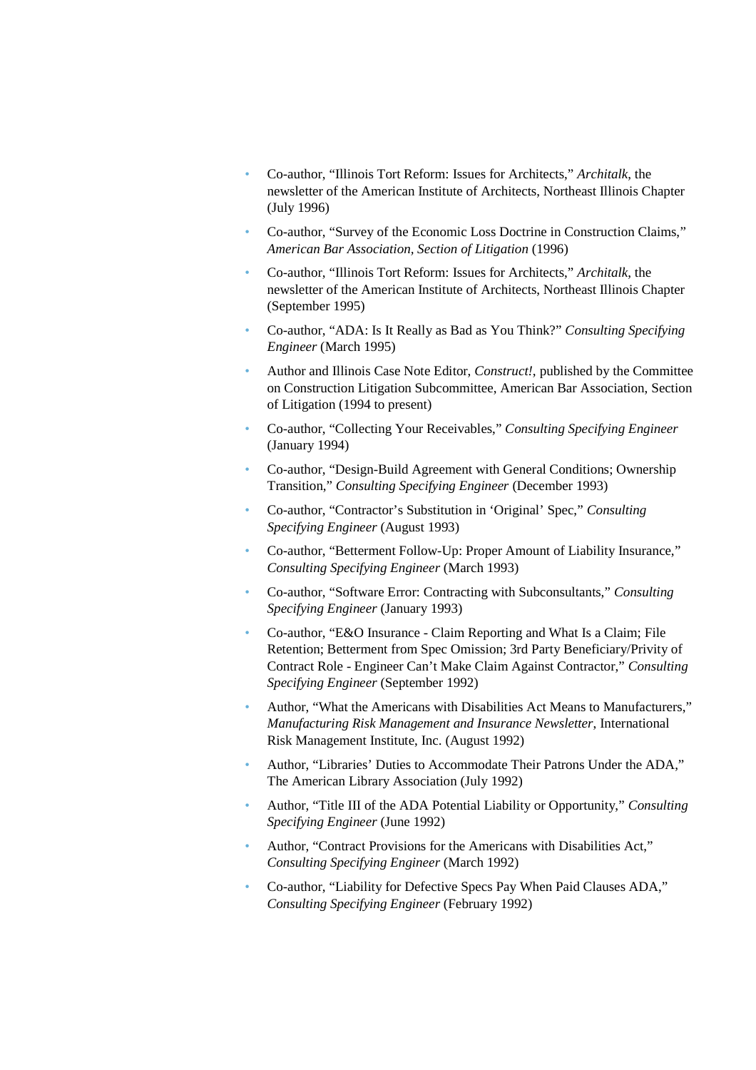- Co-author, "Illinois Tort Reform: Issues for Architects," *Architalk*, the newsletter of the American Institute of Architects, Northeast Illinois Chapter (July 1996)
- Co-author, "Survey of the Economic Loss Doctrine in Construction Claims," *American Bar Association, Section of Litigation* (1996)
- Co-author, "Illinois Tort Reform: Issues for Architects," *Architalk*, the newsletter of the American Institute of Architects, Northeast Illinois Chapter (September 1995)
- Co-author, "ADA: Is It Really as Bad as You Think?" *Consulting Specifying Engineer* (March 1995)
- Author and Illinois Case Note Editor, *Construct!*, published by the Committee on Construction Litigation Subcommittee, American Bar Association, Section of Litigation (1994 to present)
- Co-author, "Collecting Your Receivables," *Consulting Specifying Engineer* (January 1994)
- Co-author, "Design-Build Agreement with General Conditions; Ownership Transition," *Consulting Specifying Engineer* (December 1993)
- Co-author, "Contractor's Substitution in 'Original' Spec," *Consulting Specifying Engineer* (August 1993)
- Co-author, "Betterment Follow-Up: Proper Amount of Liability Insurance," *Consulting Specifying Engineer* (March 1993)
- Co-author, "Software Error: Contracting with Subconsultants," *Consulting Specifying Engineer* (January 1993)
- Co-author, "E&O Insurance - Claim Reporting and What Is a Claim; File Retention; Betterment from Spec Omission; 3rd Party Beneficiary/Privity of Contract Role - Engineer Can't Make Claim Against Contractor," *Consulting Specifying Engineer* (September 1992)
- Author, "What the Americans with Disabilities Act Means to Manufacturers," *Manufacturing Risk Management and Insurance Newsletter*, International Risk Management Institute, Inc. (August 1992)
- Author, "Libraries' Duties to Accommodate Their Patrons Under the ADA," The American Library Association (July 1992)
- Author, "Title III of the ADA Potential Liability or Opportunity," *Consulting Specifying Engineer* (June 1992)
- Author, "Contract Provisions for the Americans with Disabilities Act," *Consulting Specifying Engineer* (March 1992)
- Co-author, "Liability for Defective Specs Pay When Paid Clauses ADA," *Consulting Specifying Engineer* (February 1992)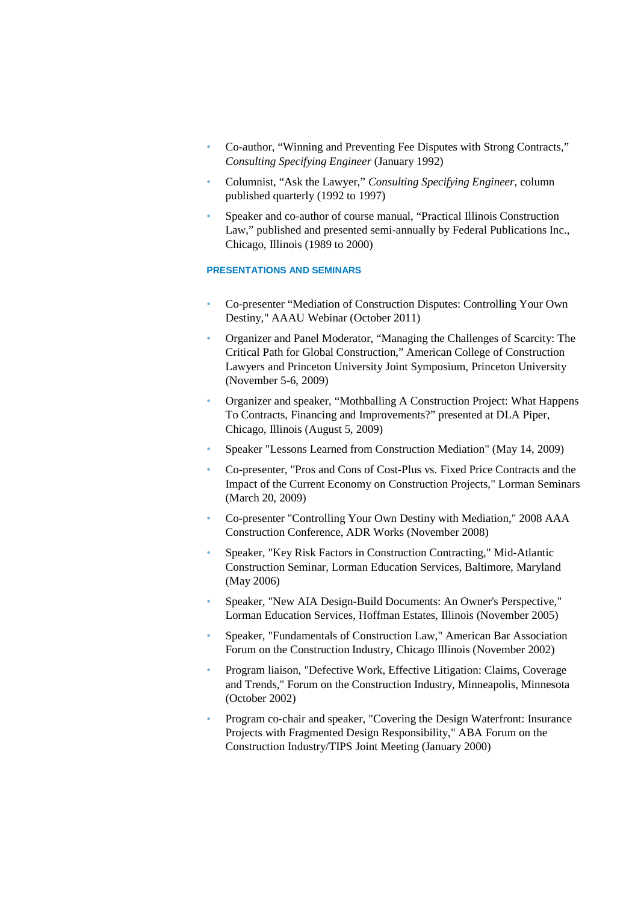- Co-author, “Winning and Preventing Fee Disputes with Strong Contracts,” *Consulting Specifying Engineer* (January 1992)
- Columnist, “Ask the Lawyer,” *Consulting Specifying Engineer*, column published quarterly (1992 to 1997)
- Speaker and co-author of course manual, “Practical Illinois Construction Law,” published and presented semi-annually by Federal Publications Inc., Chicago, Illinois (1989 to 2000)

#### PRESENTATIONS AND SEMINARS

- Co-presenter “Mediation of Construction Disputes: Controlling Your Own Destiny," AAAU Webinar (October 2011)
- Organizer and Panel Moderator, “Managing the Challenges of Scarcity: The Critical Path for Global Construction,” American College of Construction Lawyers and Princeton University Joint Symposium, Princeton University (November 5-6, 2009)
- Organizer and speaker, “Mothballing A Construction Project: What Happens To Contracts, Financing and Improvements?” presented at DLA Piper, Chicago, Illinois (August 5, 2009)
- Speaker "Lessons Learned from Construction Mediation" (May 14, 2009)
- Co-presenter, "Pros and Cons of Cost-Plus vs. Fixed Price Contracts and the Impact of the Current Economy on Construction Projects," Lorman Seminars (March 20, 2009)
- Co-presenter "Controlling Your Own Destiny with Mediation," 2008 AAA Construction Conference, ADR Works (November 2008)
- Speaker, "Key Risk Factors in Construction Contracting," Mid-Atlantic Construction Seminar, Lorman Education Services, Baltimore, Maryland (May 2006)
- Speaker, "New AIA Design-Build Documents: An Owner's Perspective," Lorman Education Services, Hoffman Estates, Illinois (November 2005)
- Speaker, "Fundamentals of Construction Law," American Bar Association Forum on the Construction Industry, Chicago Illinois (November 2002)
- Program liaison, "Defective Work, Effective Litigation: Claims, Coverage and Trends," Forum on the Construction Industry, Minneapolis, Minnesota (October 2002)
- Program co-chair and speaker, "Covering the Design Waterfront: Insurance Projects with Fragmented Design Responsibility," ABA Forum on the Construction Industry/TIPS Joint Meeting (January 2000)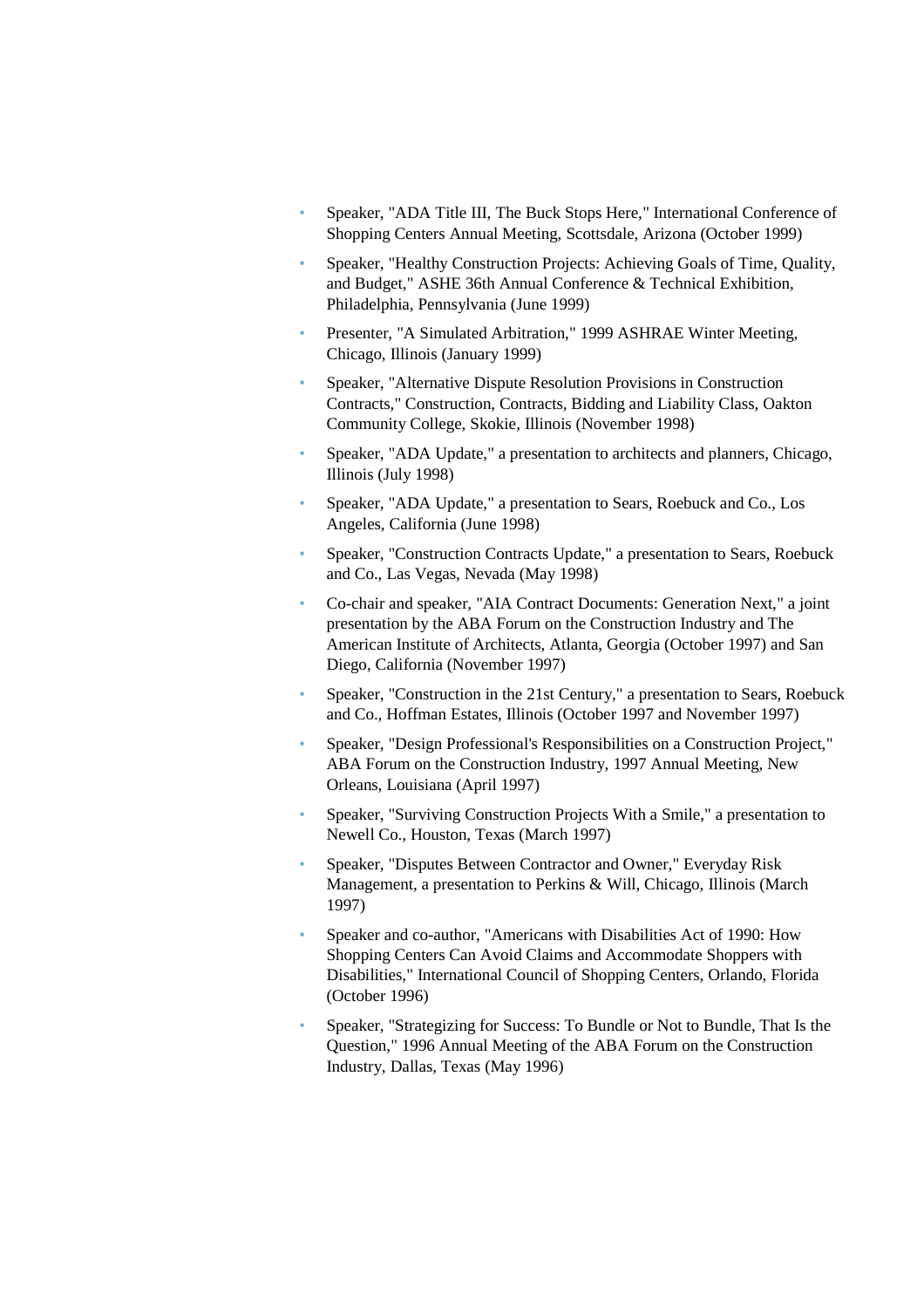- Speaker, "ADA Title III, The Buck Stops Here," International Conference of Shopping Centers Annual Meeting, Scottsdale, Arizona (October 1999)
- Speaker, "Healthy Construction Projects: Achieving Goals of Time, Quality, and Budget," ASHE 36th Annual Conference & Technical Exhibition, Philadelphia, Pennsylvania (June 1999)
- Presenter, "A Simulated Arbitration," 1999 ASHRAE Winter Meeting, Chicago, Illinois (January 1999)
- Speaker, "Alternative Dispute Resolution Provisions in Construction Contracts," Construction, Contracts, Bidding and Liability Class, Oakton Community College, Skokie, Illinois (November 1998)
- Speaker, "ADA Update," a presentation to architects and planners, Chicago, Illinois (July 1998)
- Speaker, "ADA Update," a presentation to Sears, Roebuck and Co., Los Angeles, California (June 1998)
- Speaker, "Construction Contracts Update," a presentation to Sears, Roebuck and Co., Las Vegas, Nevada (May 1998)
- Co-chair and speaker, "AIA Contract Documents: Generation Next," a joint presentation by the ABA Forum on the Construction Industry and The American Institute of Architects, Atlanta, Georgia (October 1997) and San Diego, California (November 1997)
- Speaker, "Construction in the 21st Century," a presentation to Sears, Roebuck and Co., Hoffman Estates, Illinois (October 1997 and November 1997)
- Speaker, "Design Professional's Responsibilities on a Construction Project," ABA Forum on the Construction Industry, 1997 Annual Meeting, New Orleans, Louisiana (April 1997)
- Speaker, "Surviving Construction Projects With a Smile," a presentation to Newell Co., Houston, Texas (March 1997)
- Speaker, "Disputes Between Contractor and Owner," Everyday Risk Management, a presentation to Perkins & Will, Chicago, Illinois (March 1997)
- Speaker and co-author, "Americans with Disabilities Act of 1990: How Shopping Centers Can Avoid Claims and Accommodate Shoppers with Disabilities," International Council of Shopping Centers, Orlando, Florida (October 1996)
- Speaker, "Strategizing for Success: To Bundle or Not to Bundle, That Is the Question," 1996 Annual Meeting of the ABA Forum on the Construction Industry, Dallas, Texas (May 1996)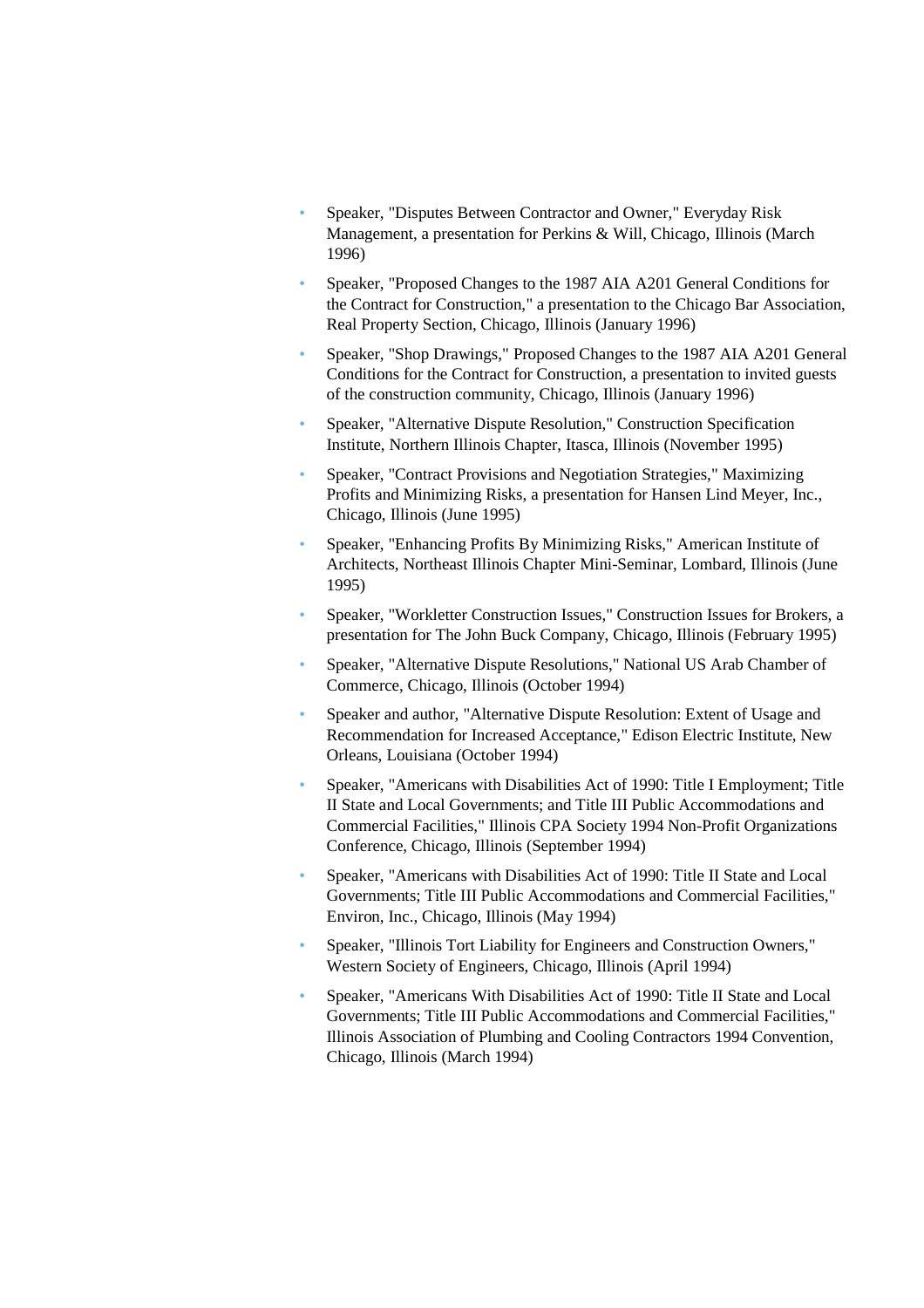- Speaker, "Disputes Between Contractor and Owner," Everyday Risk Management, a presentation for Perkins & Will, Chicago, Illinois (March 1996)
- Speaker, "Proposed Changes to the 1987 AIA A201 General Conditions for the Contract for Construction," a presentation to the Chicago Bar Association, Real Property Section, Chicago, Illinois (January 1996)
- Speaker, "Shop Drawings," Proposed Changes to the 1987 AIA A201 General Conditions for the Contract for Construction, a presentation to invited guests of the construction community, Chicago, Illinois (January 1996)
- Speaker, "Alternative Dispute Resolution," Construction Specification Institute, Northern Illinois Chapter, Itasca, Illinois (November 1995)
- Speaker, "Contract Provisions and Negotiation Strategies," Maximizing Profits and Minimizing Risks, a presentation for Hansen Lind Meyer, Inc., Chicago, Illinois (June 1995)
- Speaker, "Enhancing Profits By Minimizing Risks," American Institute of Architects, Northeast Illinois Chapter Mini-Seminar, Lombard, Illinois (June 1995)
- Speaker, "Workletter Construction Issues," Construction Issues for Brokers, a presentation for The John Buck Company, Chicago, Illinois (February 1995)
- Speaker, "Alternative Dispute Resolutions," National US Arab Chamber of Commerce, Chicago, Illinois (October 1994)
- Speaker and author, "Alternative Dispute Resolution: Extent of Usage and Recommendation for Increased Acceptance," Edison Electric Institute, New Orleans, Louisiana (October 1994)
- Speaker, "Americans with Disabilities Act of 1990: Title I Employment; Title II State and Local Governments; and Title III Public Accommodations and Commercial Facilities," Illinois CPA Society 1994 Non-Profit Organizations Conference, Chicago, Illinois (September 1994)
- Speaker, "Americans with Disabilities Act of 1990: Title II State and Local Governments; Title III Public Accommodations and Commercial Facilities," Environ, Inc., Chicago, Illinois (May 1994)
- Speaker, "Illinois Tort Liability for Engineers and Construction Owners," Western Society of Engineers, Chicago, Illinois (April 1994)
- Speaker, "Americans With Disabilities Act of 1990: Title II State and Local Governments; Title III Public Accommodations and Commercial Facilities," Illinois Association of Plumbing and Cooling Contractors 1994 Convention, Chicago, Illinois (March 1994)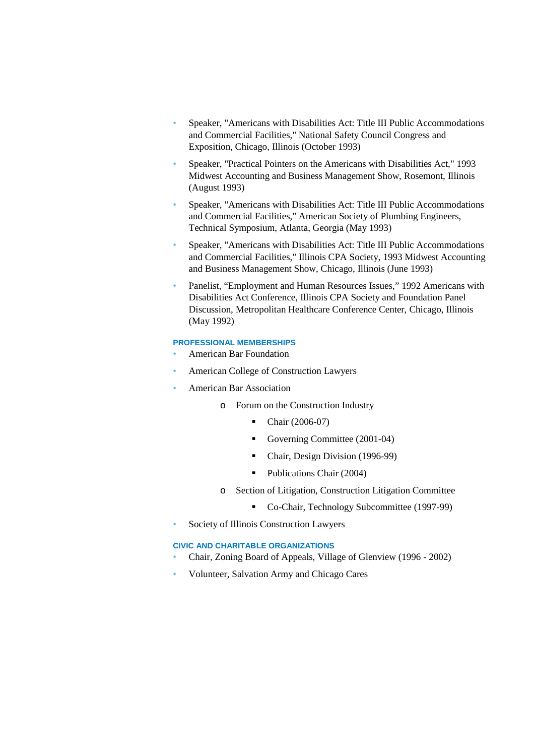- Speaker, "Americans with Disabilities Act: Title III Public Accommodations and Commercial Facilities," National Safety Council Congress and Exposition, Chicago, Illinois (October 1993)
- Speaker, "Practical Pointers on the Americans with Disabilities Act," 1993 Midwest Accounting and Business Management Show, Rosemont, Illinois (August 1993)
- Speaker, "Americans with Disabilities Act: Title III Public Accommodations and Commercial Facilities," American Society of Plumbing Engineers, Technical Symposium, Atlanta, Georgia (May 1993)
- Speaker, "Americans with Disabilities Act: Title III Public Accommodations and Commercial Facilities," Illinois CPA Society, 1993 Midwest Accounting and Business Management Show, Chicago, Illinois (June 1993)
- Panelist, "Employment and Human Resources Issues," 1992 Americans with Disabilities Act Conference, Illinois CPA Society and Foundation Panel Discussion, Metropolitan Healthcare Conference Center, Chicago, Illinois (May 1992)

### PROFESSIONAL MEMBERSHIPS

- American Bar Foundation
- American College of Construction Lawyers
- American Bar Association
    - Forum on the Construction Industry
        - Chair (2006-07)
        - Governing Committee (2001-04)
        - Chair, Design Division (1996-99)
        - Publications Chair (2004)
    - Section of Litigation, Construction Litigation Committee
        - Co-Chair, Technology Subcommittee (1997-99)
- Society of Illinois Construction Lawyers

### CIVIC AND CHARITABLE ORGANIZATIONS

- Chair, Zoning Board of Appeals, Village of Glenview (1996 - 2002)
- Volunteer, Salvation Army and Chicago Cares